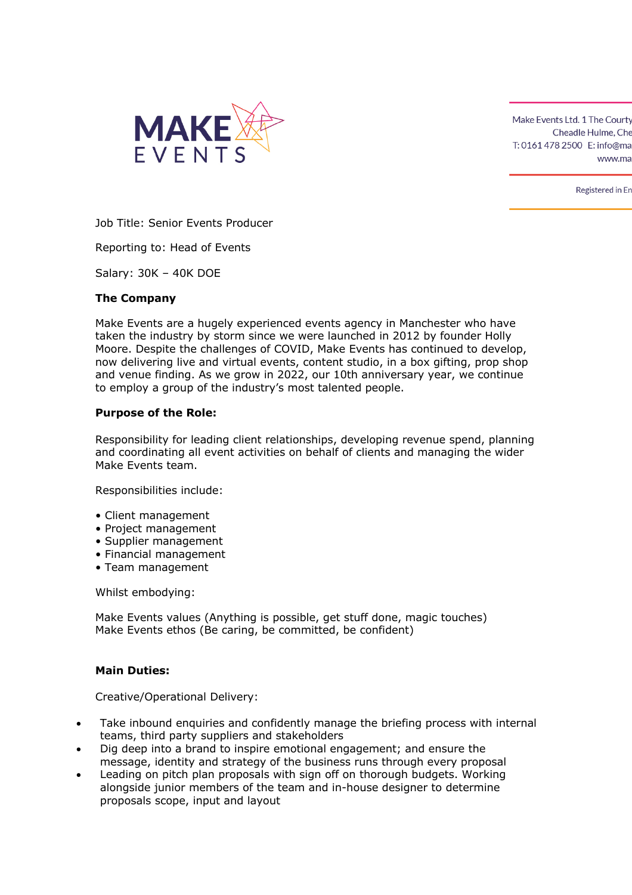Make Events Ltd. 1 The Courty
Cheadle Hulme, Che
T: 0161 478 2500 E: info@ma
www.ma

Registered in En

Job Title: Senior Events Producer

Reporting to: Head of Events

Salary: 30K – 40K DOE

**The Company**

Make Events are a hugely experienced events agency in Manchester who have taken the industry by storm since we were launched in 2012 by founder Holly Moore. Despite the challenges of COVID, Make Events has continued to develop, now delivering live and virtual events, content studio, in a box gifting, prop shop and venue finding. As we grow in 2022, our 10th anniversary year, we continue to employ a group of the industry's most talented people.

**Purpose of the Role:**

Responsibility for leading client relationships, developing revenue spend, planning and coordinating all event activities on behalf of clients and managing the wider Make Events team.

Responsibilities include:

- Client management
- Project management
- Supplier management
- Financial management
- Team management

Whilst embodying:

Make Events values (Anything is possible, get stuff done, magic touches)
Make Events ethos (Be caring, be committed, be confident)

**Main Duties:**

Creative/Operational Delivery:

- Take inbound enquiries and confidently manage the briefing process with internal teams, third party suppliers and stakeholders
- Dig deep into a brand to inspire emotional engagement; and ensure the message, identity and strategy of the business runs through every proposal
- Leading on pitch plan proposals with sign off on thorough budgets. Working alongside junior members of the team and in-house designer to determine proposals scope, input and layout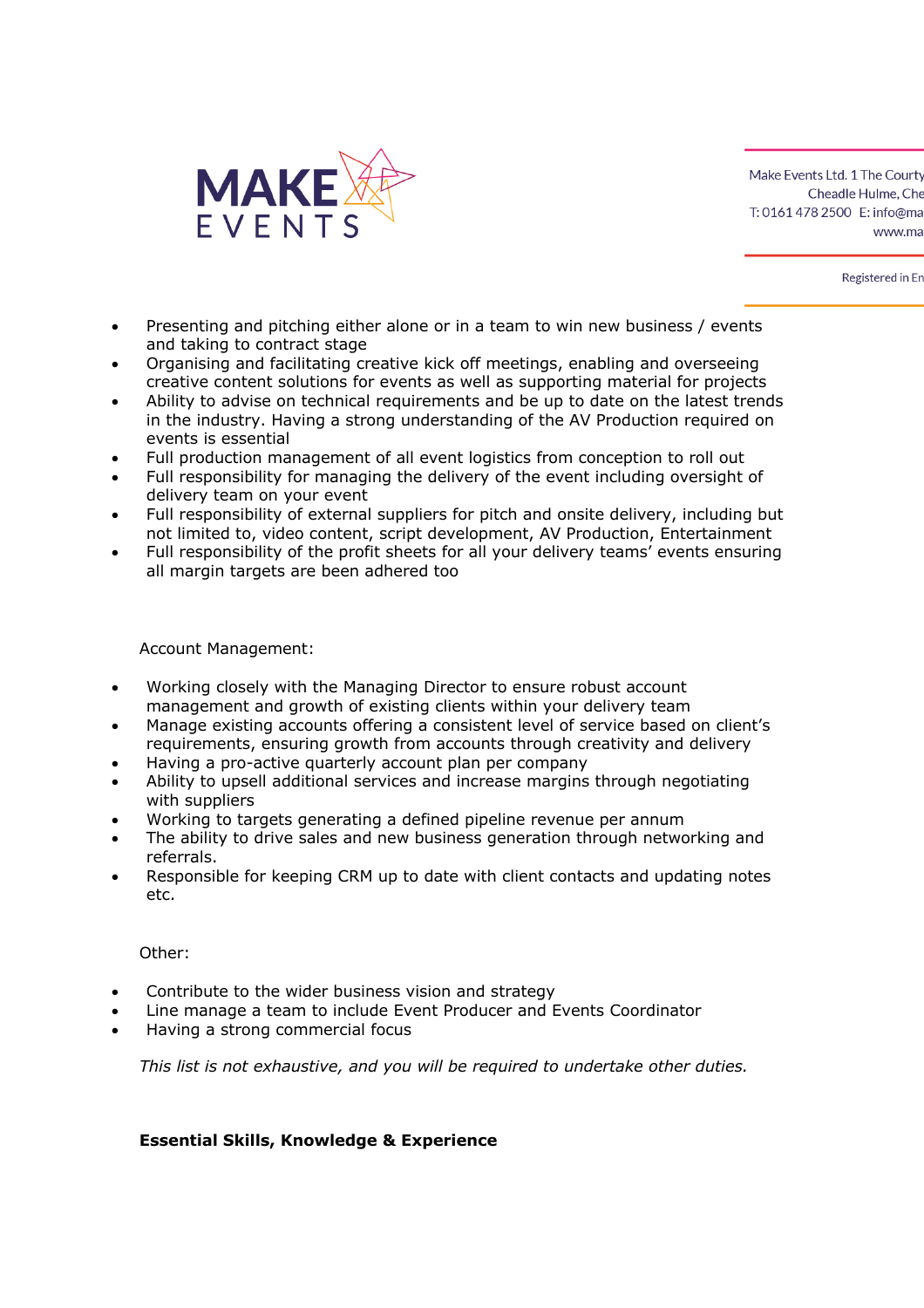- Presenting and pitching either alone or in a team to win new business / events and taking to contract stage
- Organising and facilitating creative kick off meetings, enabling and overseeing creative content solutions for events as well as supporting material for projects
- Ability to advise on technical requirements and be up to date on the latest trends in the industry. Having a strong understanding of the AV Production required on events is essential
- Full production management of all event logistics from conception to roll out
- Full responsibility for managing the delivery of the event including oversight of delivery team on your event
- Full responsibility of external suppliers for pitch and onsite delivery, including but not limited to, video content, script development, AV Production, Entertainment
- Full responsibility of the profit sheets for all your delivery teams' events ensuring all margin targets are been adhered too

Account Management:

- Working closely with the Managing Director to ensure robust account management and growth of existing clients within your delivery team
- Manage existing accounts offering a consistent level of service based on client's requirements, ensuring growth from accounts through creativity and delivery
- Having a pro-active quarterly account plan per company
- Ability to upsell additional services and increase margins through negotiating with suppliers
- Working to targets generating a defined pipeline revenue per annum
- The ability to drive sales and new business generation through networking and referrals.
- Responsible for keeping CRM up to date with client contacts and updating notes etc.

Other:

- Contribute to the wider business vision and strategy
- Line manage a team to include Event Producer and Events Coordinator
- Having a strong commercial focus

*This list is not exhaustive, and you will be required to undertake other duties.*

**Essential Skills, Knowledge & Experience**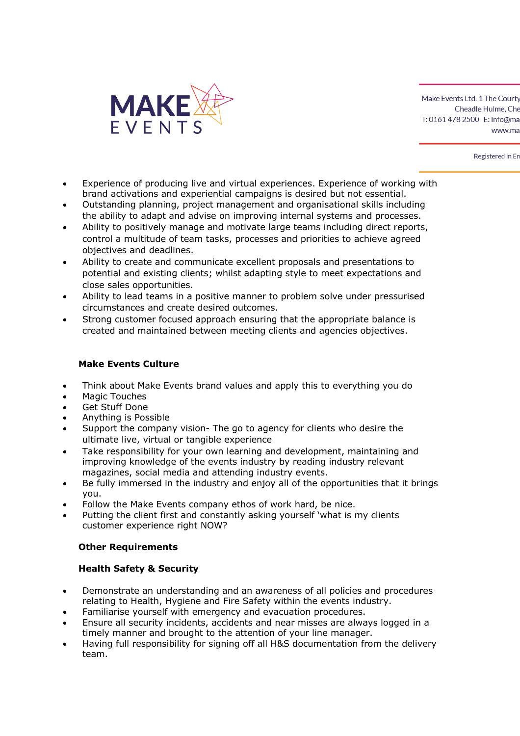- Experience of producing live and virtual experiences. Experience of working with brand activations and experiential campaigns is desired but not essential.
- Outstanding planning, project management and organisational skills including the ability to adapt and advise on improving internal systems and processes.
- Ability to positively manage and motivate large teams including direct reports, control a multitude of team tasks, processes and priorities to achieve agreed objectives and deadlines.
- Ability to create and communicate excellent proposals and presentations to potential and existing clients; whilst adapting style to meet expectations and close sales opportunities.
- Ability to lead teams in a positive manner to problem solve under pressurised circumstances and create desired outcomes.
- Strong customer focused approach ensuring that the appropriate balance is created and maintained between meeting clients and agencies objectives.

**Make Events Culture**

- Think about Make Events brand values and apply this to everything you do
- Magic Touches
- Get Stuff Done
- Anything is Possible
- Support the company vision- The go to agency for clients who desire the ultimate live, virtual or tangible experience
- Take responsibility for your own learning and development, maintaining and improving knowledge of the events industry by reading industry relevant magazines, social media and attending industry events.
- Be fully immersed in the industry and enjoy all of the opportunities that it brings you.
- Follow the Make Events company ethos of work hard, be nice.
- Putting the client first and constantly asking yourself 'what is my clients customer experience right NOW?

**Other Requirements**

**Health Safety & Security**

- Demonstrate an understanding and an awareness of all policies and procedures relating to Health, Hygiene and Fire Safety within the events industry.
- Familiarise yourself with emergency and evacuation procedures.
- Ensure all security incidents, accidents and near misses are always logged in a timely manner and brought to the attention of your line manager.
- Having full responsibility for signing off all H&S documentation from the delivery team.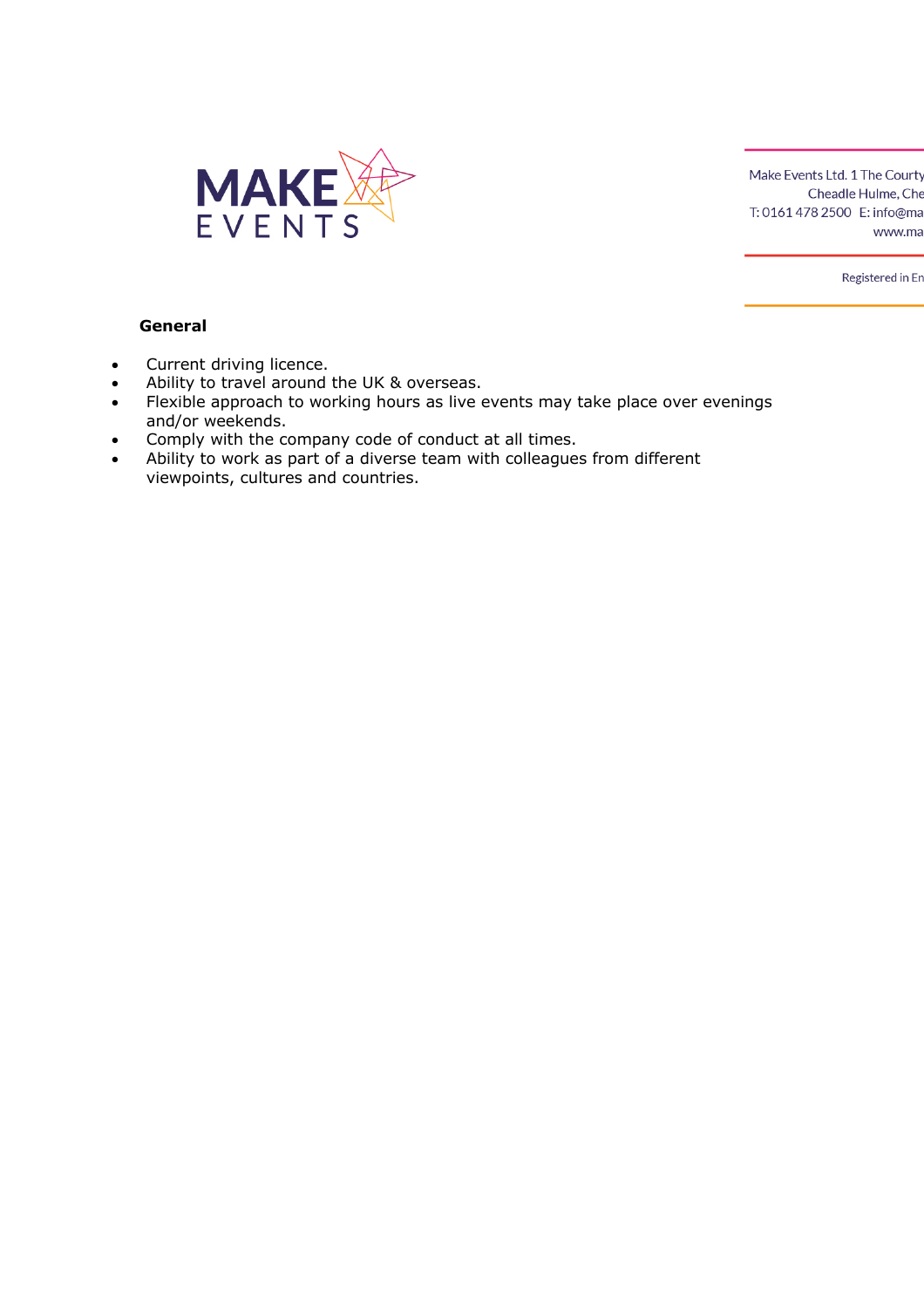### General

- Current driving licence.
- Ability to travel around the UK & overseas.
- Flexible approach to working hours as live events may take place over evenings and/or weekends.
- Comply with the company code of conduct at all times.
- Ability to work as part of a diverse team with colleagues from different viewpoints, cultures and countries.